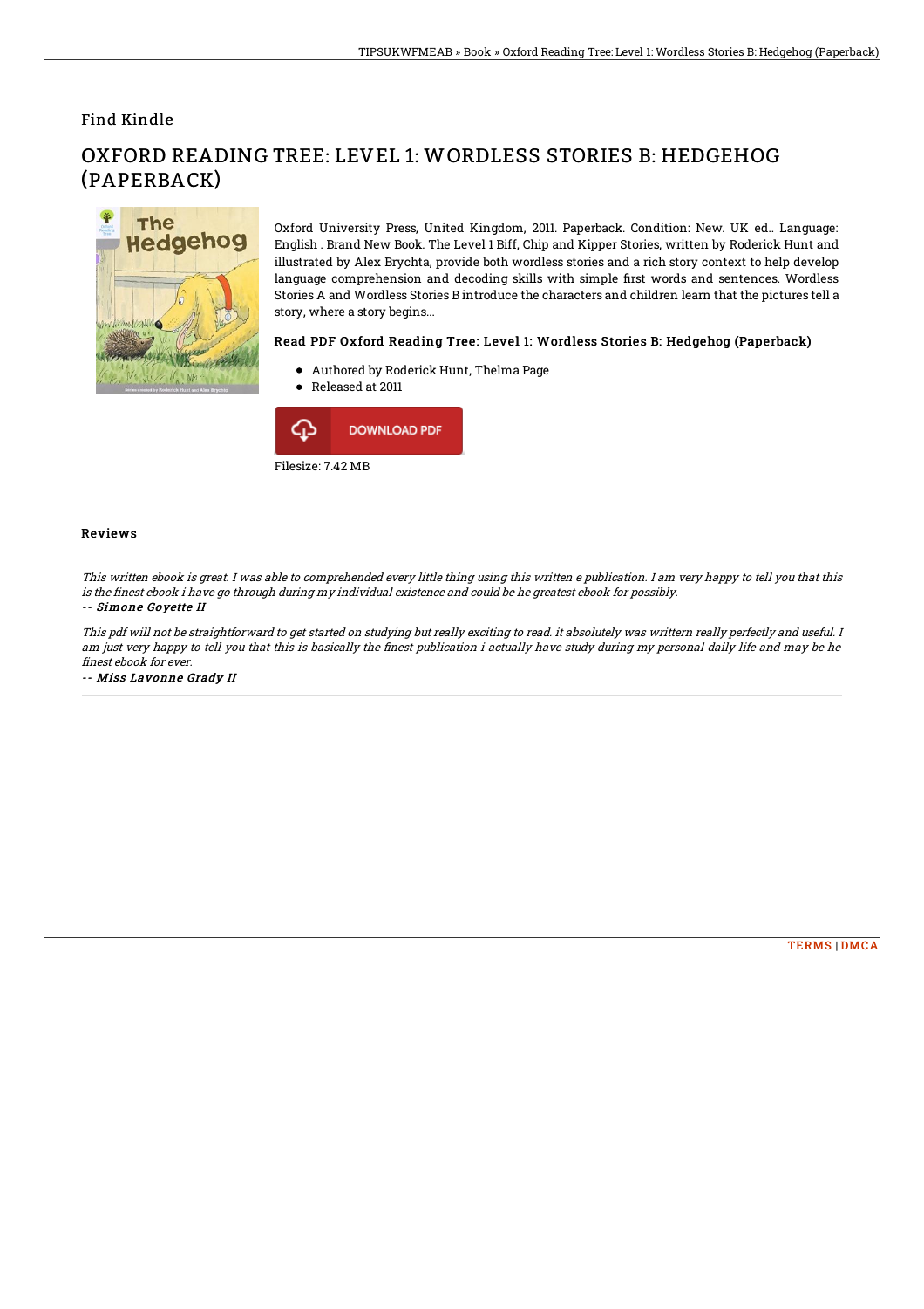Find Kindle

# OXFORD READING TREE: LEVEL 1: WORDLESS STORIES B: HEDGEHOG (PAPERBACK)

Oxford University Press, United Kingdom, 2011. Paperback. Condition: New. UK ed.. Language: English . Brand New Book. The Level 1 Biff, Chip and Kipper Stories, written by Roderick Hunt and illustrated by Alex Brychta, provide both wordless stories and a rich story context to help develop language comprehension and decoding skills with simple first words and sentences. Wordless Stories A and Wordless Stories B introduce the characters and children learn that the pictures tell a story, where a story begins...

### Read PDF Oxford Reading Tree: Level 1: Wordless Stories B: Hedgehog (Paperback)

- Authored by Roderick Hunt, Thelma Page
- Released at 2011

DOWNLOAD PDF

Filesize: 7.42 MB

## Reviews

*This written ebook is great. I was able to comprehended every little thing using this written e publication. I am very happy to tell you that this is the finest ebook i have go through during my individual existence and could be he greatest ebook for possibly.*

-- ***Simone Goyette II***

*This pdf will not be straightforward to get started on studying but really exciting to read. it absolutely was writtern really perfectly and useful. I am just very happy to tell you that this is basically the finest publication i actually have study during my personal daily life and may be he finest ebook for ever.*

-- ***Miss Lavonne Grady II***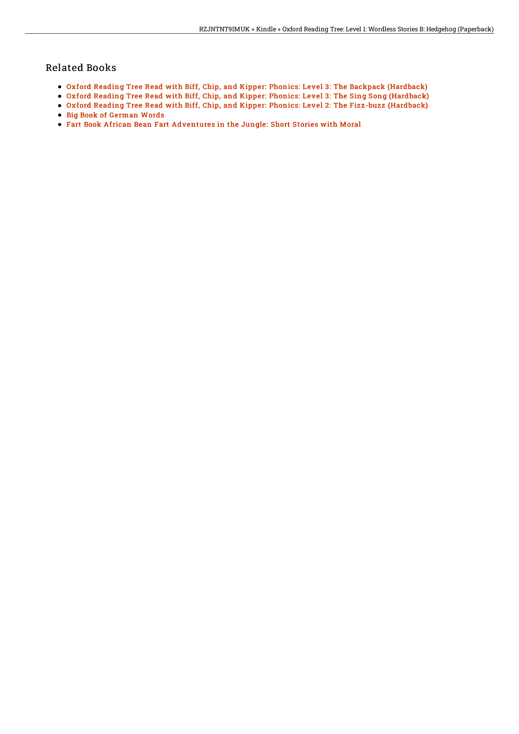## Related Books

- Oxford Reading Tree Read with Biff, Chip, and Kipper: Phonics: Level 3: The Backpack (Hardback)
- Oxford Reading Tree Read with Biff, Chip, and Kipper: Phonics: Level 3: The Sing Song (Hardback)
- Oxford Reading Tree Read with Biff, Chip, and Kipper: Phonics: Level 2: The Fizz-buzz (Hardback)
- Big Book of German Words
- Fart Book African Bean Fart Adventures in the Jungle: Short Stories with Moral